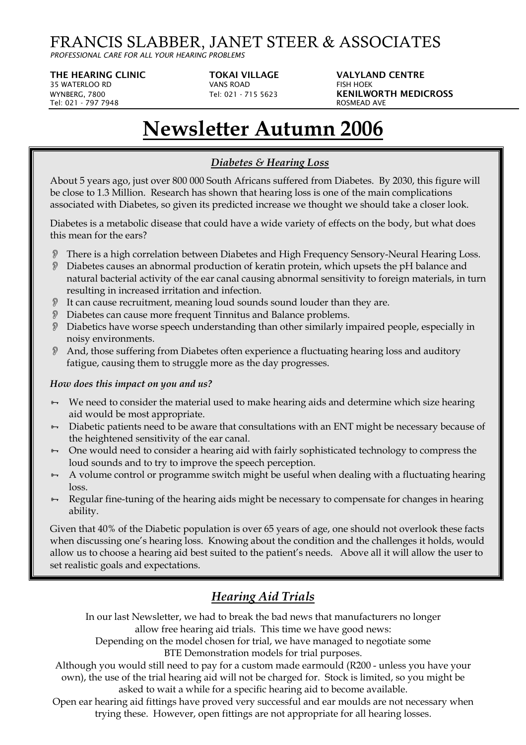# FRANCIS SLABBER, JANET STEER & ASSOCIATES

*PROFESSIONAL CARE FOR ALL YOUR HEARING PROBLEMS*

**THE HEARING CLINIC**
35 WATERLOO RD
WYNBERG, 7800
Tel: 021 - 797 7948

**TOKAI VILLAGE**
VANS ROAD
Tel: 021 - 715 5623

**VALYLAND CENTRE**
FISH HOEK

**KENILWORTH MEDICROSS**
ROSMEAD AVE

# Newsletter Autumn 2006

## *Diabetes & Hearing Loss*

About 5 years ago, just over 800 000 South Africans suffered from Diabetes. By 2030, this figure will be close to 1.3 Million. Research has shown that hearing loss is one of the main complications associated with Diabetes, so given its predicted increase we thought we should take a closer look.

Diabetes is a metabolic disease that could have a wide variety of effects on the body, but what does this mean for the ears?

- There is a high correlation between Diabetes and High Frequency Sensory-Neural Hearing Loss.
- Diabetes causes an abnormal production of keratin protein, which upsets the pH balance and natural bacterial activity of the ear canal causing abnormal sensitivity to foreign materials, in turn resulting in increased irritation and infection.
- It can cause recruitment, meaning loud sounds sound louder than they are.
- Diabetes can cause more frequent Tinnitus and Balance problems.
- Diabetics have worse speech understanding than other similarly impaired people, especially in noisy environments.
- And, those suffering from Diabetes often experience a fluctuating hearing loss and auditory fatigue, causing them to struggle more as the day progresses.

***How does this impact on you and us?***

- We need to consider the material used to make hearing aids and determine which size hearing aid would be most appropriate.
- Diabetic patients need to be aware that consultations with an ENT might be necessary because of the heightened sensitivity of the ear canal.
- One would need to consider a hearing aid with fairly sophisticated technology to compress the loud sounds and to try to improve the speech perception.
- A volume control or programme switch might be useful when dealing with a fluctuating hearing loss.
- Regular fine-tuning of the hearing aids might be necessary to compensate for changes in hearing ability.

Given that 40% of the Diabetic population is over 65 years of age, one should not overlook these facts when discussing one's hearing loss. Knowing about the condition and the challenges it holds, would allow us to choose a hearing aid best suited to the patient's needs. Above all it will allow the user to set realistic goals and expectations.

## *Hearing Aid Trials*

In our last Newsletter, we had to break the bad news that manufacturers no longer allow free hearing aid trials. This time we have good news:
Depending on the model chosen for trial, we have managed to negotiate some BTE Demonstration models for trial purposes.
Although you would still need to pay for a custom made earmould (R200 - unless you have your own), the use of the trial hearing aid will not be charged for. Stock is limited, so you might be asked to wait a while for a specific hearing aid to become available.
Open ear hearing aid fittings have proved very successful and ear moulds are not necessary when trying these. However, open fittings are not appropriate for all hearing losses.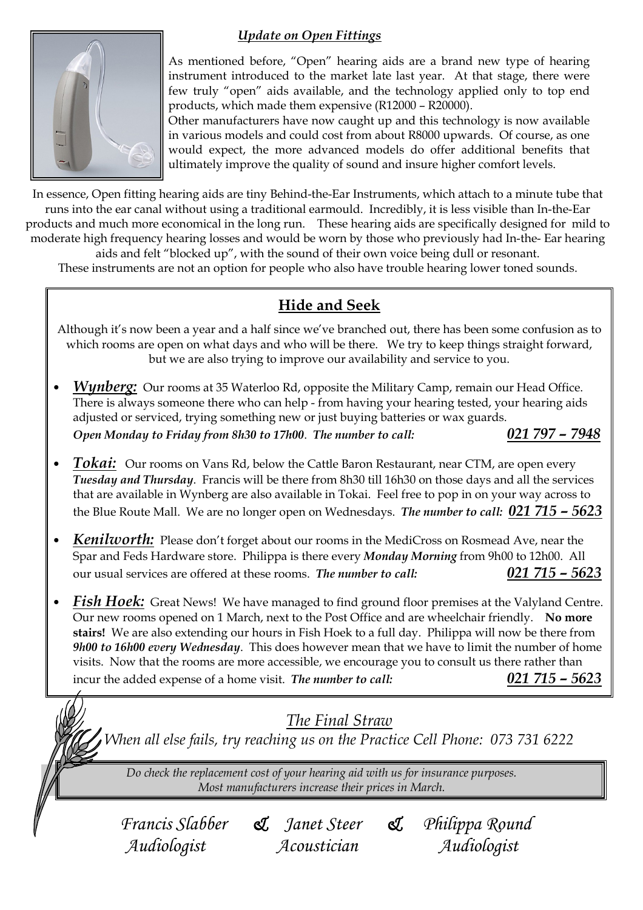## *Update on Open Fittings*

As mentioned before, "Open" hearing aids are a brand new type of hearing instrument introduced to the market late last year. At that stage, there were few truly "open" aids available, and the technology applied only to top end products, which made them expensive (R12000 – R20000).

Other manufacturers have now caught up and this technology is now available in various models and could cost from about R8000 upwards. Of course, as one would expect, the more advanced models do offer additional benefits that ultimately improve the quality of sound and insure higher comfort levels.

In essence, Open fitting hearing aids are tiny Behind-the-Ear Instruments, which attach to a minute tube that runs into the ear canal without using a traditional earmould. Incredibly, it is less visible than In-the-Ear products and much more economical in the long run. These hearing aids are specifically designed for mild to moderate high frequency hearing losses and would be worn by those who previously had In-the- Ear hearing aids and felt "blocked up", with the sound of their own voice being dull or resonant.

These instruments are not an option for people who also have trouble hearing lower toned sounds.

## Hide and Seek

Although it's now been a year and a half since we've branched out, there has been some confusion as to which rooms are open on what days and who will be there. We try to keep things straight forward, but we are also trying to improve our availability and service to you.

- ***Wynberg:*** Our rooms at 35 Waterloo Rd, opposite the Military Camp, remain our Head Office. There is always someone there who can help - from having your hearing tested, your hearing aids adjusted or serviced, trying something new or just buying batteries or wax guards. ***Open Monday to Friday from 8h30 to 17h00**. **The number to call:*** ***021 797 – 7948***
- ***Tokai:*** Our rooms on Vans Rd, below the Cattle Baron Restaurant, near CTM, are open every ***Tuesday and Thursday***. Francis will be there from 8h30 till 16h30 on those days and all the services that are available in Wynberg are also available in Tokai. Feel free to pop in on your way across to the Blue Route Mall. We are no longer open on Wednesdays. ***The number to call:*** ***021 715 – 5623***
- ***Kenilworth:*** Please don't forget about our rooms in the MediCross on Rosmead Ave, near the Spar and Feds Hardware store. Philippa is there every ***Monday Morning*** from 9h00 to 12h00. All our usual services are offered at these rooms. ***The number to call:*** ***021 715 – 5623***
- ***Fish Hoek:*** Great News! We have managed to find ground floor premises at the Valyland Centre. Our new rooms opened on 1 March, next to the Post Office and are wheelchair friendly. **No more stairs!** We are also extending our hours in Fish Hoek to a full day. Philippa will now be there from ***9h00 to 16h00 every Wednesday***. This does however mean that we have to limit the number of home visits. Now that the rooms are more accessible, we encourage you to consult us there rather than incur the added expense of a home visit. ***The number to call:*** ***021 715 – 5623***

## *The Final Straw*

*When all else fails, try reaching us on the Practice Cell Phone: 073 731 6222*

*Do check the replacement cost of your hearing aid with us for insurance purposes. Most manufacturers increase their prices in March.*

*Francis Slabber & Janet Steer & Philippa Round*
*Audiologist Acoustician Audiologist*